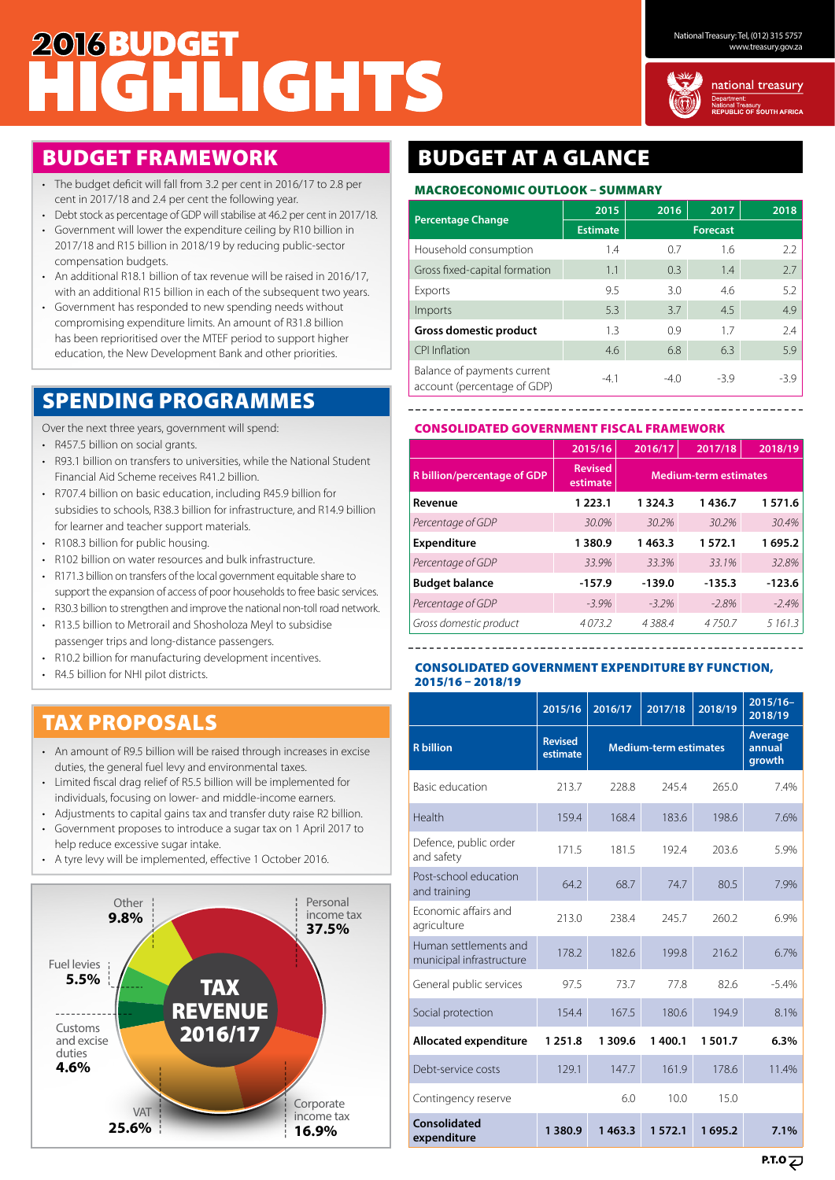# 2016 BUDGET HIGHLIGHTS

National Treasury: Tel, (012) 315 5757
www.treasury.gov.za

national treasury
Department: National Treasury
REPUBLIC OF SOUTH AFRICA

## BUDGET FRAMEWORK

- The budget deficit will fall from 3.2 per cent in 2016/17 to 2.8 per cent in 2017/18 and 2.4 per cent the following year.
- Debt stock as percentage of GDP will stabilise at 46.2 per cent in 2017/18.
- Government will lower the expenditure ceiling by R10 billion in 2017/18 and R15 billion in 2018/19 by reducing public-sector compensation budgets.
- An additional R18.1 billion of tax revenue will be raised in 2016/17, with an additional R15 billion in each of the subsequent two years.
- Government has responded to new spending needs without compromising expenditure limits. An amount of R31.8 billion has been reprioritised over the MTEF period to support higher education, the New Development Bank and other priorities.

## SPENDING PROGRAMMES

Over the next three years, government will spend:

- R457.5 billion on social grants.
- R93.1 billion on transfers to universities, while the National Student Financial Aid Scheme receives R41.2 billion.
- R707.4 billion on basic education, including R45.9 billion for subsidies to schools, R38.3 billion for infrastructure, and R14.9 billion for learner and teacher support materials.
- R108.3 billion for public housing.
- R102 billion on water resources and bulk infrastructure.
- R171.3 billion on transfers of the local government equitable share to support the expansion of access of poor households to free basic services.
- R30.3 billion to strengthen and improve the national non-toll road network.
- R13.5 billion to Metrorail and Shosholoza Meyl to subsidise passenger trips and long-distance passengers.
- R10.2 billion for manufacturing development incentives.
- R4.5 billion for NHI pilot districts.

## TAX PROPOSALS

- An amount of R9.5 billion will be raised through increases in excise duties, the general fuel levy and environmental taxes.
- Limited fiscal drag relief of R5.5 billion will be implemented for individuals, focusing on lower- and middle-income earners.
- Adjustments to capital gains tax and transfer duty raise R2 billion.
- Government proposes to introduce a sugar tax on 1 April 2017 to help reduce excessive sugar intake.
- A tyre levy will be implemented, effective 1 October 2016.

**TAX REVENUE 2016/17**

- Personal income tax: 37.5%
- VAT: 25.6%
- Corporate income tax: 16.9%
- Other: 9.8%
- Fuel levies: 5.5%
- Customs and excise duties: 4.6%

## BUDGET AT A GLANCE

### MACROECONOMIC OUTLOOK – SUMMARY

| Percentage Change | 2015 | 2016 | 2017 | 2018 |
|---|---|---|---|---|
| | Estimate | Forecast | | |
| Household consumption | 1.4 | 0.7 | 1.6 | 2.2 |
| Gross fixed-capital formation | 1.1 | 0.3 | 1.4 | 2.7 |
| Exports | 9.5 | 3.0 | 4.6 | 5.2 |
| Imports | 5.3 | 3.7 | 4.5 | 4.9 |
| **Gross domestic product** | 1.3 | 0.9 | 1.7 | 2.4 |
| CPI Inflation | 4.6 | 6.8 | 6.3 | 5.9 |
| Balance of payments current account (percentage of GDP) | -4.1 | -4.0 | -3.9 | -3.9 |

### CONSOLIDATED GOVERNMENT FISCAL FRAMEWORK

| R billion/percentage of GDP | 2015/16 | 2016/17 | 2017/18 | 2018/19 |
|---|---|---|---|---|
| | Revised estimate | Medium-term estimates | | |
| **Revenue** | 1 223.1 | 1 324.3 | 1 436.7 | 1 571.6 |
| *Percentage of GDP* | *30.0%* | *30.2%* | *30.2%* | *30.4%* |
| **Expenditure** | 1 380.9 | 1 463.3 | 1 572.1 | 1 695.2 |
| *Percentage of GDP* | *33.9%* | *33.3%* | *33.1%* | *32.8%* |
| **Budget balance** | -157.9 | -139.0 | -135.3 | -123.6 |
| *Percentage of GDP* | *-3.9%* | *-3.2%* | *-2.8%* | *-2.4%* |
| *Gross domestic product* | *4 073.2* | *4 388.4* | *4 750.7* | *5 161.3* |

### CONSOLIDATED GOVERNMENT EXPENDITURE BY FUNCTION, 2015/16 – 2018/19

| R billion | 2015/16 | 2016/17 | 2017/18 | 2018/19 | 2015/16–2018/19 |
|---|---|---|---|---|---|
| | Revised estimate | Medium-term estimates | | | Average annual growth |
| Basic education | 213.7 | 228.8 | 245.4 | 265.0 | 7.4% |
| Health | 159.4 | 168.4 | 183.6 | 198.6 | 7.6% |
| Defence, public order and safety | 171.5 | 181.5 | 192.4 | 203.6 | 5.9% |
| Post-school education and training | 64.2 | 68.7 | 74.7 | 80.5 | 7.9% |
| Economic affairs and agriculture | 213.0 | 238.4 | 245.7 | 260.2 | 6.9% |
| Human settlements and municipal infrastructure | 178.2 | 182.6 | 199.8 | 216.2 | 6.7% |
| General public services | 97.5 | 73.7 | 77.8 | 82.6 | -5.4% |
| Social protection | 154.4 | 167.5 | 180.6 | 194.9 | 8.1% |
| **Allocated expenditure** | **1 251.8** | **1 309.6** | **1 400.1** | **1 501.7** | **6.3%** |
| Debt-service costs | 129.1 | 147.7 | 161.9 | 178.6 | 11.4% |
| Contingency reserve | | 6.0 | 10.0 | 15.0 | |
| **Consolidated expenditure** | **1 380.9** | **1 463.3** | **1 572.1** | **1 695.2** | **7.1%** |

P.T.O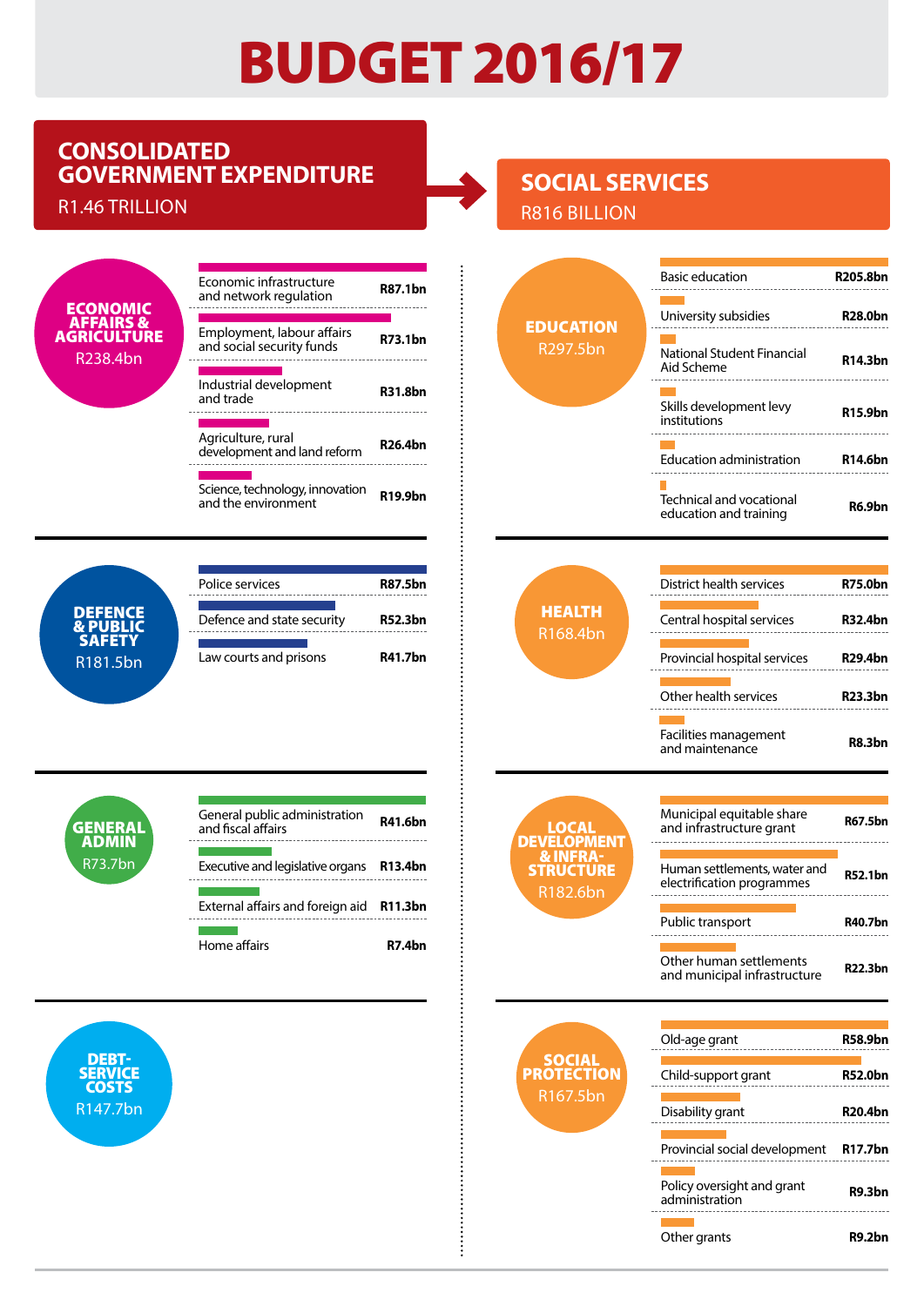# BUDGET 2016/17

## CONSOLIDATED GOVERNMENT EXPENDITURE

R1.46 TRILLION

### ECONOMIC AFFAIRS & AGRICULTURE

R238.4bn

| | |
|---|---|
| Economic infrastructure and network regulation | **R87.1bn** |
| Employment, labour affairs and social security funds | **R73.1bn** |
| Industrial development and trade | **R31.8bn** |
| Agriculture, rural development and land reform | **R26.4bn** |
| Science, technology, innovation and the environment | **R19.9bn** |

### DEFENCE & PUBLIC SAFETY

R181.5bn

| | |
|---|---|
| Police services | **R87.5bn** |
| Defence and state security | **R52.3bn** |
| Law courts and prisons | **R41.7bn** |

### GENERAL ADMIN

R73.7bn

| | |
|---|---|
| General public administration and fiscal affairs | **R41.6bn** |
| Executive and legislative organs | **R13.4bn** |
| External affairs and foreign aid | **R11.3bn** |
| Home affairs | **R7.4bn** |

### DEBT-SERVICE COSTS

R147.7bn

## SOCIAL SERVICES

R816 BILLION

### EDUCATION

R297.5bn

| | |
|---|---|
| Basic education | **R205.8bn** |
| University subsidies | **R28.0bn** |
| National Student Financial Aid Scheme | **R14.3bn** |
| Skills development levy institutions | **R15.9bn** |
| Education administration | **R14.6bn** |
| Technical and vocational education and training | **R6.9bn** |

### HEALTH

R168.4bn

| | |
|---|---|
| District health services | **R75.0bn** |
| Central hospital services | **R32.4bn** |
| Provincial hospital services | **R29.4bn** |
| Other health services | **R23.3bn** |
| Facilities management and maintenance | **R8.3bn** |

### LOCAL DEVELOPMENT & INFRASTRUCTURE

R182.6bn

| | |
|---|---|
| Municipal equitable share and infrastructure grant | **R67.5bn** |
| Human settlements, water and electrification programmes | **R52.1bn** |
| Public transport | **R40.7bn** |
| Other human settlements and municipal infrastructure | **R22.3bn** |

### SOCIAL PROTECTION

R167.5bn

| | |
|---|---|
| Old-age grant | **R58.9bn** |
| Child-support grant | **R52.0bn** |
| Disability grant | **R20.4bn** |
| Provincial social development | **R17.7bn** |
| Policy oversight and grant administration | **R9.3bn** |
| Other grants | **R9.2bn** |